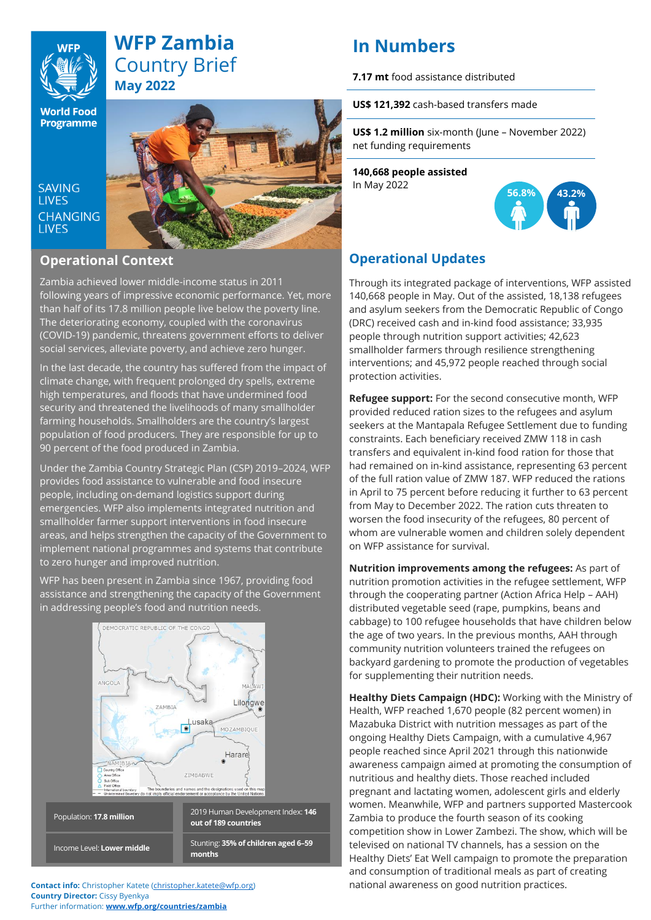# WFP Zambia Country Brief
## May 2022

World Food Programme

SAVING LIVES
CHANGING LIVES

## Operational Context

Zambia achieved lower middle-income status in 2011 following years of impressive economic performance. Yet, more than half of its 17.8 million people live below the poverty line. The deteriorating economy, coupled with the coronavirus (COVID-19) pandemic, threatens government efforts to deliver social services, alleviate poverty, and achieve zero hunger.

In the last decade, the country has suffered from the impact of climate change, with frequent prolonged dry spells, extreme high temperatures, and floods that have undermined food security and threatened the livelihoods of many smallholder farming households. Smallholders are the country's largest population of food producers. They are responsible for up to 90 percent of the food produced in Zambia.

Under the Zambia Country Strategic Plan (CSP) 2019–2024, WFP provides food assistance to vulnerable and food insecure people, including on-demand logistics support during emergencies. WFP also implements integrated nutrition and smallholder farmer support interventions in food insecure areas, and helps strengthen the capacity of the Government to implement national programmes and systems that contribute to zero hunger and improved nutrition.

WFP has been present in Zambia since 1967, providing food assistance and strengthening the capacity of the Government in addressing people's food and nutrition needs.

| | |
|---|---|
| Population: **17.8 million** | 2019 Human Development Index: **146 out of 189 countries** |
| Income Level: **Lower middle** | Stunting: **35% of children aged 6–59 months** |

**Contact info:** Christopher Katete (christopher.katete@wfp.org)
**Country Director:** Cissy Byenkya
Further information: **www.wfp.org/countries/zambia**

## In Numbers

**7.17 mt** food assistance distributed

**US$ 121,392** cash-based transfers made

**US$ 1.2 million** six-month (June – November 2022) net funding requirements

**140,668 people assisted**
In May 2022

56.8% | 43.2%

## Operational Updates

Through its integrated package of interventions, WFP assisted 140,668 people in May. Out of the assisted, 18,138 refugees and asylum seekers from the Democratic Republic of Congo (DRC) received cash and in-kind food assistance; 33,935 people through nutrition support activities; 42,623 smallholder farmers through resilience strengthening interventions; and 45,972 people reached through social protection activities.

**Refugee support:** For the second consecutive month, WFP provided reduced ration sizes to the refugees and asylum seekers at the Mantapala Refugee Settlement due to funding constraints. Each beneficiary received ZMW 118 in cash transfers and equivalent in-kind food ration for those that had remained on in-kind assistance, representing 63 percent of the full ration value of ZMW 187. WFP reduced the rations in April to 75 percent before reducing it further to 63 percent from May to December 2022. The ration cuts threaten to worsen the food insecurity of the refugees, 80 percent of whom are vulnerable women and children solely dependent on WFP assistance for survival.

**Nutrition improvements among the refugees:** As part of nutrition promotion activities in the refugee settlement, WFP through the cooperating partner (Action Africa Help – AAH) distributed vegetable seed (rape, pumpkins, beans and cabbage) to 100 refugee households that have children below the age of two years. In the previous months, AAH through community nutrition volunteers trained the refugees on backyard gardening to promote the production of vegetables for supplementing their nutrition needs.

**Healthy Diets Campaign (HDC):** Working with the Ministry of Health, WFP reached 1,670 people (82 percent women) in Mazabuka District with nutrition messages as part of the ongoing Healthy Diets Campaign, with a cumulative 4,967 people reached since April 2021 through this nationwide awareness campaign aimed at promoting the consumption of nutritious and healthy diets. Those reached included pregnant and lactating women, adolescent girls and elderly women. Meanwhile, WFP and partners supported Mastercook Zambia to produce the fourth season of its cooking competition show in Lower Zambezi. The show, which will be televised on national TV channels, has a session on the Healthy Diets' Eat Well campaign to promote the preparation and consumption of traditional meals as part of creating national awareness on good nutrition practices.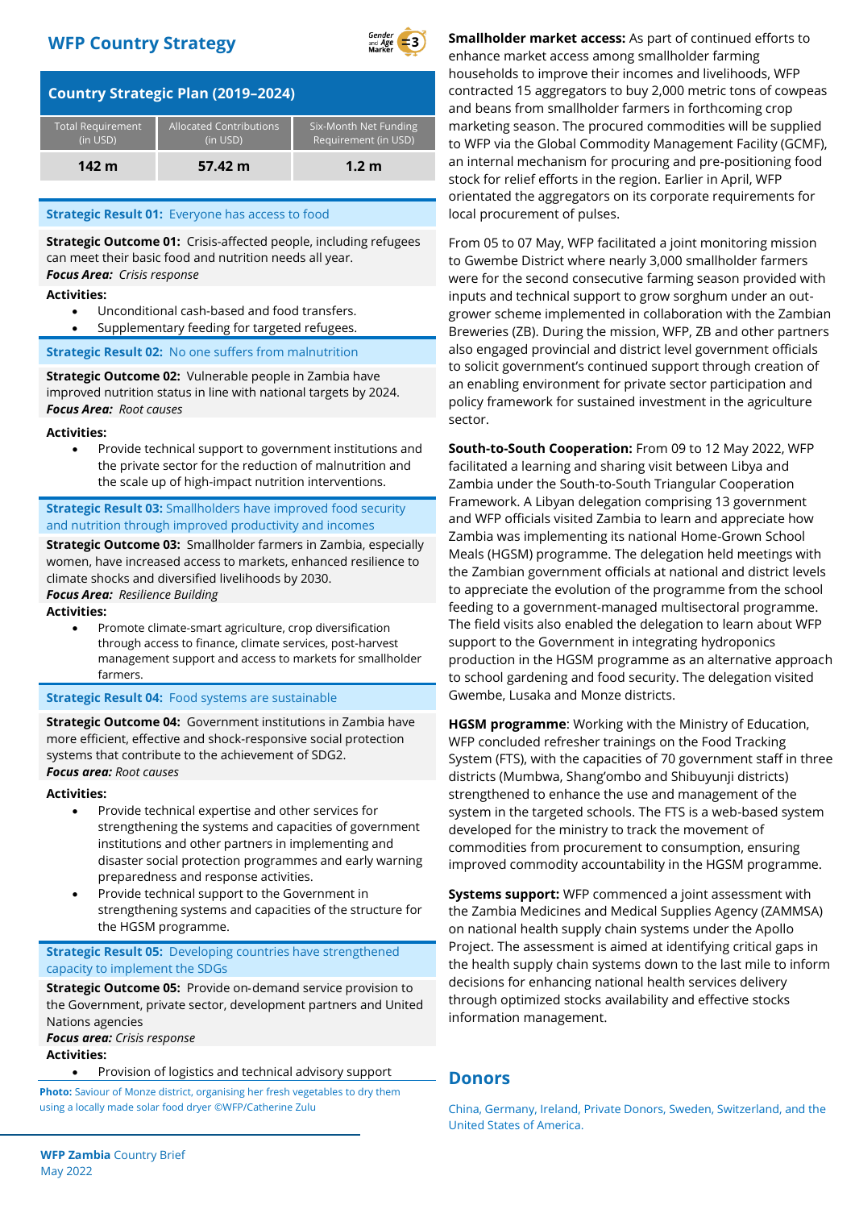## WFP Country Strategy

Gender and Age Marker =3

### Country Strategic Plan (2019–2024)

| Total Requirement (in USD) | Allocated Contributions (in USD) | Six-Month Net Funding Requirement (in USD) |
|---|---|---|
| 142 m | 57.42 m | 1.2 m |

**Strategic Result 01:** Everyone has access to food

**Strategic Outcome 01:** Crisis-affected people, including refugees can meet their basic food and nutrition needs all year.
***Focus Area:*** *Crisis response*

**Activities:**

- Unconditional cash-based and food transfers.
- Supplementary feeding for targeted refugees.

**Strategic Result 02:** No one suffers from malnutrition

**Strategic Outcome 02:** Vulnerable people in Zambia have improved nutrition status in line with national targets by 2024.
***Focus Area:*** *Root causes*

**Activities:**

- Provide technical support to government institutions and the private sector for the reduction of malnutrition and the scale up of high-impact nutrition interventions.

**Strategic Result 03:** Smallholders have improved food security and nutrition through improved productivity and incomes

**Strategic Outcome 03:** Smallholder farmers in Zambia, especially women, have increased access to markets, enhanced resilience to climate shocks and diversified livelihoods by 2030.
***Focus Area:*** *Resilience Building*

**Activities:**

- Promote climate-smart agriculture, crop diversification through access to finance, climate services, post-harvest management support and access to markets for smallholder farmers.

**Strategic Result 04:** Food systems are sustainable

**Strategic Outcome 04:** Government institutions in Zambia have more efficient, effective and shock-responsive social protection systems that contribute to the achievement of SDG2.
***Focus area:*** *Root causes*

**Activities:**

- Provide technical expertise and other services for strengthening the systems and capacities of government institutions and other partners in implementing and disaster social protection programmes and early warning preparedness and response activities.
- Provide technical support to the Government in strengthening systems and capacities of the structure for the HGSM programme.

**Strategic Result 05:** Developing countries have strengthened capacity to implement the SDGs

**Strategic Outcome 05:** Provide on-demand service provision to the Government, private sector, development partners and United Nations agencies
***Focus area:*** *Crisis response*

**Activities:**

- Provision of logistics and technical advisory support

**Photo:** Saviour of Monze district, organising her fresh vegetables to dry them using a locally made solar food dryer ©WFP/Catherine Zulu

**Smallholder market access:** As part of continued efforts to enhance market access among smallholder farming households to improve their incomes and livelihoods, WFP contracted 15 aggregators to buy 2,000 metric tons of cowpeas and beans from smallholder farmers in forthcoming crop marketing season. The procured commodities will be supplied to WFP via the Global Commodity Management Facility (GCMF), an internal mechanism for procuring and pre-positioning food stock for relief efforts in the region. Earlier in April, WFP orientated the aggregators on its corporate requirements for local procurement of pulses.

From 05 to 07 May, WFP facilitated a joint monitoring mission to Gwembe District where nearly 3,000 smallholder farmers were for the second consecutive farming season provided with inputs and technical support to grow sorghum under an out-grower scheme implemented in collaboration with the Zambian Breweries (ZB). During the mission, WFP, ZB and other partners also engaged provincial and district level government officials to solicit government's continued support through creation of an enabling environment for private sector participation and policy framework for sustained investment in the agriculture sector.

**South-to-South Cooperation:** From 09 to 12 May 2022, WFP facilitated a learning and sharing visit between Libya and Zambia under the South-to-South Triangular Cooperation Framework. A Libyan delegation comprising 13 government and WFP officials visited Zambia to learn and appreciate how Zambia was implementing its national Home-Grown School Meals (HGSM) programme. The delegation held meetings with the Zambian government officials at national and district levels to appreciate the evolution of the programme from the school feeding to a government-managed multisectoral programme. The field visits also enabled the delegation to learn about WFP support to the Government in integrating hydroponics production in the HGSM programme as an alternative approach to school gardening and food security. The delegation visited Gwembe, Lusaka and Monze districts.

**HGSM programme**: Working with the Ministry of Education, WFP concluded refresher trainings on the Food Tracking System (FTS), with the capacities of 70 government staff in three districts (Mumbwa, Shang'ombo and Shibuyunji districts) strengthened to enhance the use and management of the system in the targeted schools. The FTS is a web-based system developed for the ministry to track the movement of commodities from procurement to consumption, ensuring improved commodity accountability in the HGSM programme.

**Systems support:** WFP commenced a joint assessment with the Zambia Medicines and Medical Supplies Agency (ZAMMSA) on national health supply chain systems under the Apollo Project. The assessment is aimed at identifying critical gaps in the health supply chain systems down to the last mile to inform decisions for enhancing national health services delivery through optimized stocks availability and effective stocks information management.

## Donors

China, Germany, Ireland, Private Donors, Sweden, Switzerland, and the United States of America.